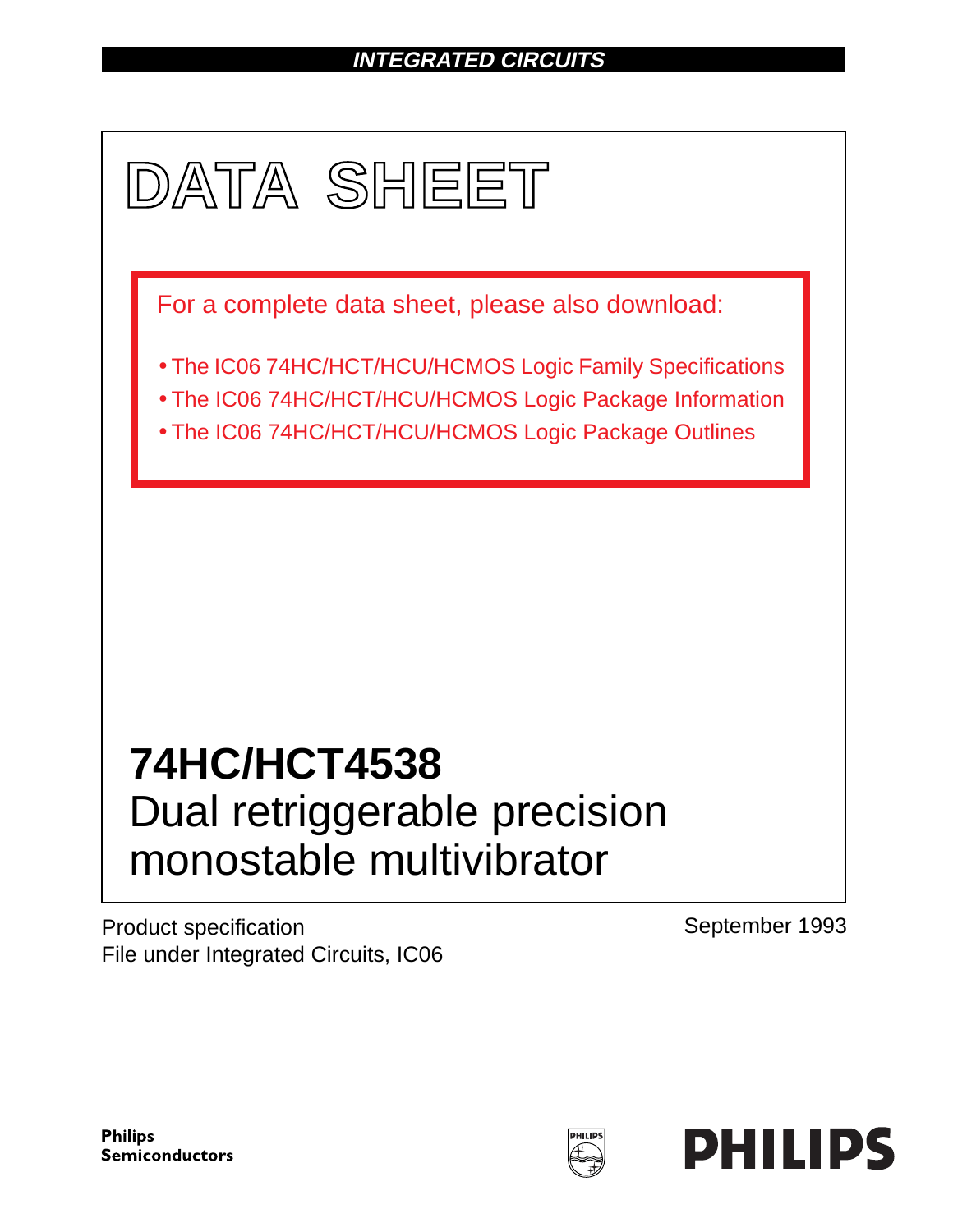**INTEGRATED CIRCUITS**

# DATA SHEET

For a complete data sheet, please also download:

- The IC06 74HC/HCT/HCU/HCMOS Logic Family Specifications
- The IC06 74HC/HCT/HCU/HCMOS Logic Package Information
- The IC06 74HC/HCT/HCU/HCMOS Logic Package Outlines

# 74HC/HCT4538

## Dual retriggerable precision monostable multivibrator

Product specification
File under Integrated Circuits, IC06

September 1993

**Philips Semiconductors**

**PHILIPS**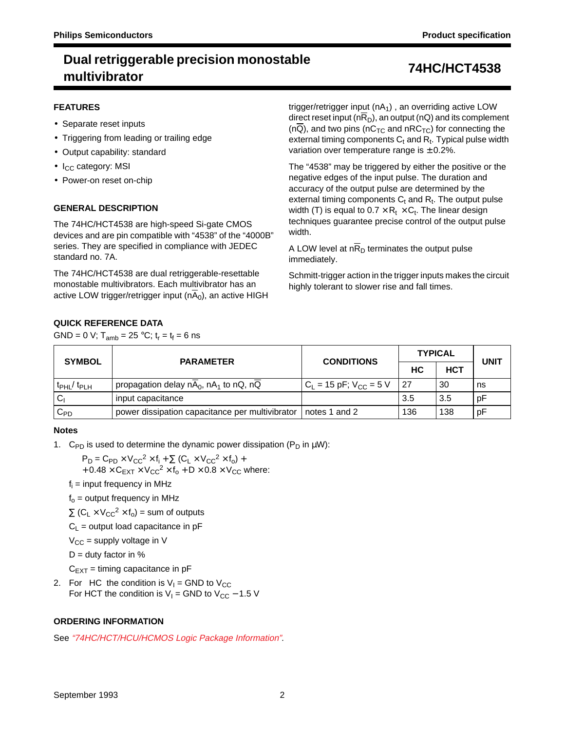# Dual retriggerable precision monostable multivibrator

# 74HC/HCT4538

## FEATURES

- Separate reset inputs
- Triggering from leading or trailing edge
- Output capability: standard
- $I_{CC}$ category: MSI
- Power-on reset on-chip

## GENERAL DESCRIPTION

The 74HC/HCT4538 are high-speed Si-gate CMOS devices and are pin compatible with "4538" of the "4000B" series. They are specified in compliance with JEDEC standard no. 7A.

The 74HC/HCT4538 are dual retriggerable-resettable monostable multivibrators. Each multivibrator has an active LOW trigger/retrigger input ($n\overline{A}_0$), an active HIGH trigger/retrigger input ($nA_1$) , an overriding active LOW direct reset input ($n\overline{R}_D$), an output (nQ) and its complement ($n\overline{Q}$), and two pins ($nC_{TC}$ and $nRC_{TC}$) for connecting the external timing components $C_t$ and $R_t$. Typical pulse width variation over temperature range is ±0.2%.

The "4538" may be triggered by either the positive or the negative edges of the input pulse. The duration and accuracy of the output pulse are determined by the external timing components $C_t$ and $R_t$. The output pulse width (T) is equal to $0.7 \times R_t \times C_t$. The linear design techniques guarantee precise control of the output pulse width.

A LOW level at $n\overline{R}_D$ terminates the output pulse immediately.

Schmitt-trigger action in the trigger inputs makes the circuit highly tolerant to slower rise and fall times.

## QUICK REFERENCE DATA

GND = 0 V; $T_{amb}$ = 25 °C; $t_r = t_f$ = 6 ns

| SYMBOL | PARAMETER | CONDITIONS | TYPICAL | | UNIT |
|---|---|---|---|---|---|
| | | | HC | HCT | |
| $t_{PHL}/ t_{PLH}$ | propagation delay $n\overline{A}_0$, $nA_1$ to nQ, $n\overline{Q}$ | $C_L$ = 15 pF; $V_{CC}$ = 5 V | 27 | 30 | ns |
| $C_I$ | input capacitance | | 3.5 | 3.5 | pF |
| $C_{PD}$ | power dissipation capacitance per multivibrator | notes 1 and 2 | 136 | 138 | pF |

### Notes

1. $C_{PD}$ is used to determine the dynamic power dissipation ($P_D$ in μW):

   $$P_D = C_{PD} \times V_{CC}^2 \times f_i + \sum (C_L \times V_{CC}^2 \times f_o) + 0.48 \times C_{EXT} \times V_{CC}^2 \times f_o + D \times 0.8 \times V_{CC} \text{ where:}$$

   $f_i$ = input frequency in MHz

   $f_o$ = output frequency in MHz

   $\sum (C_L \times V_{CC}^2 \times f_o)$ = sum of outputs

   $C_L$ = output load capacitance in pF

   $V_{CC}$ = supply voltage in V

   D = duty factor in %

   $C_{EXT}$ = timing capacitance in pF

2. For HC the condition is $V_I$ = GND to $V_{CC}$
   For HCT the condition is $V_I$ = GND to $V_{CC}$ − 1.5 V

## ORDERING INFORMATION

See *"74HC/HCT/HCU/HCMOS Logic Package Information"*.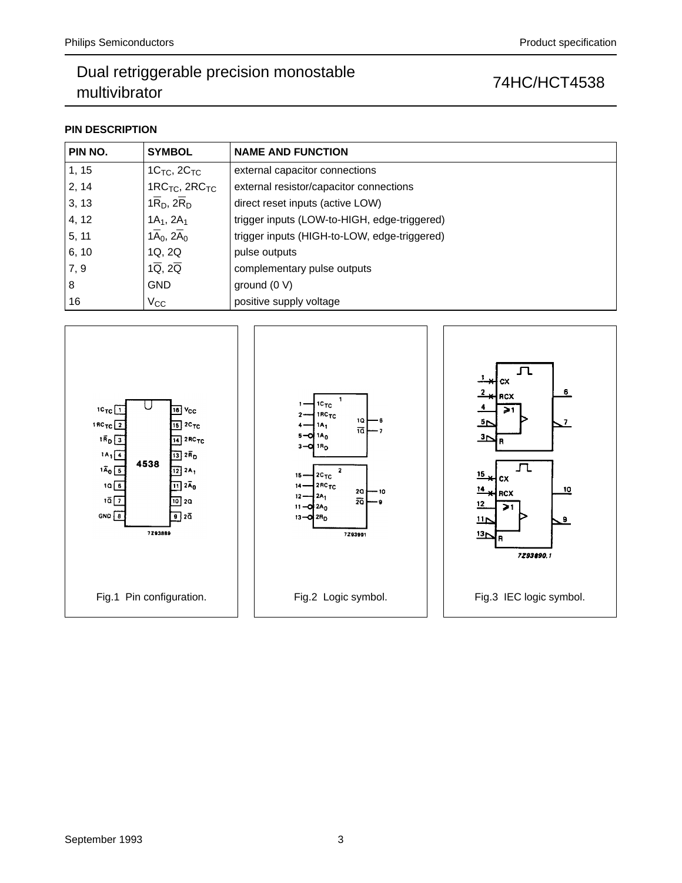### PIN DESCRIPTION

| PIN NO. | SYMBOL | NAME AND FUNCTION |
|---|---|---|
| 1, 15 | $1C_{TC}$, $2C_{TC}$ | external capacitor connections |
| 2, 14 | $1RC_{TC}$, $2RC_{TC}$ | external resistor/capacitor connections |
| 3, 13 | $1\overline{R}_D$, $2\overline{R}_D$ | direct reset inputs (active LOW) |
| 4, 12 | $1A_1$, $2A_1$ | trigger inputs (LOW-to-HIGH, edge-triggered) |
| 5, 11 | $1\overline{A}_0$, $2\overline{A}_0$ | trigger inputs (HIGH-to-LOW, edge-triggered) |
| 6, 10 | 1Q, 2Q | pulse outputs |
| 7, 9 | $1\overline{Q}$, $2\overline{Q}$ | complementary pulse outputs |
| 8 | GND | ground (0 V) |
| 16 | $V_{CC}$ | positive supply voltage |

Fig.1 Pin configuration.

Fig.2 Logic symbol.

Fig.3 IEC logic symbol.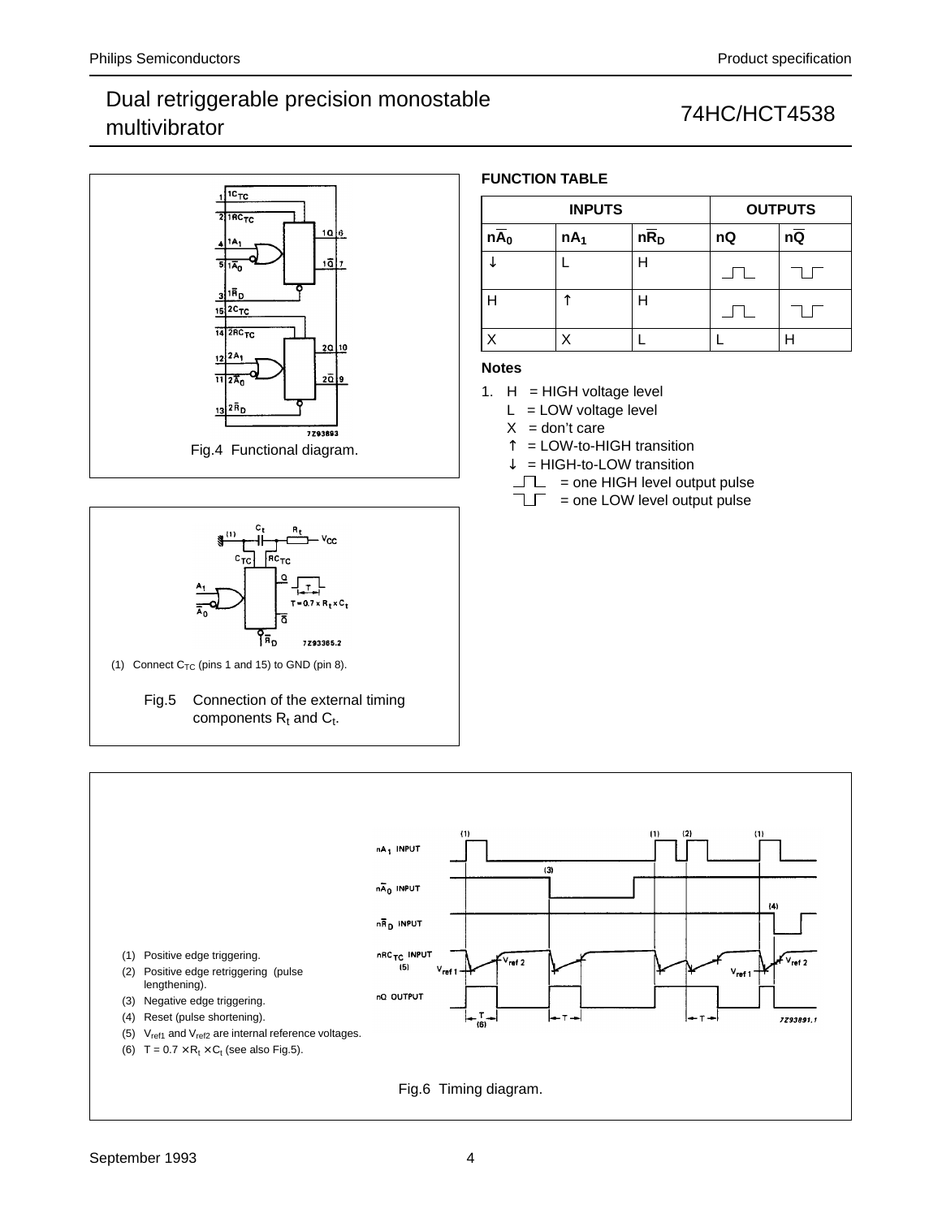Fig.4 Functional diagram.

(1) Connect $C_{TC}$ (pins 1 and 15) to GND (pin 8).

Fig.5 Connection of the external timing components $R_t$ and $C_t$.

## FUNCTION TABLE

| INPUTS | | | OUTPUTS | |
|---|---|---|---|---|
| $n\overline{A}_0$ | $nA_1$ | $n\overline{R}_D$ | nQ | $n\overline{Q}$ |
| ↓ | L | H | ⎍ | ⊔ |
| H | ↑ | H | ⎍ | ⊔ |
| X | X | L | L | H |

### Notes

1. H = HIGH voltage level
   L = LOW voltage level
   X = don't care
   ↑ = LOW-to-HIGH transition
   ↓ = HIGH-to-LOW transition
   ⎍ = one HIGH level output pulse
   ⊔ = one LOW level output pulse

(1) Positive edge triggering.
(2) Positive edge retriggering (pulse lengthening).
(3) Negative edge triggering.
(4) Reset (pulse shortening).
(5) $V_{ref1}$ and $V_{ref2}$ are internal reference voltages.
(6) $T = 0.7 \times R_t \times C_t$ (see also Fig.5).

Fig.6 Timing diagram.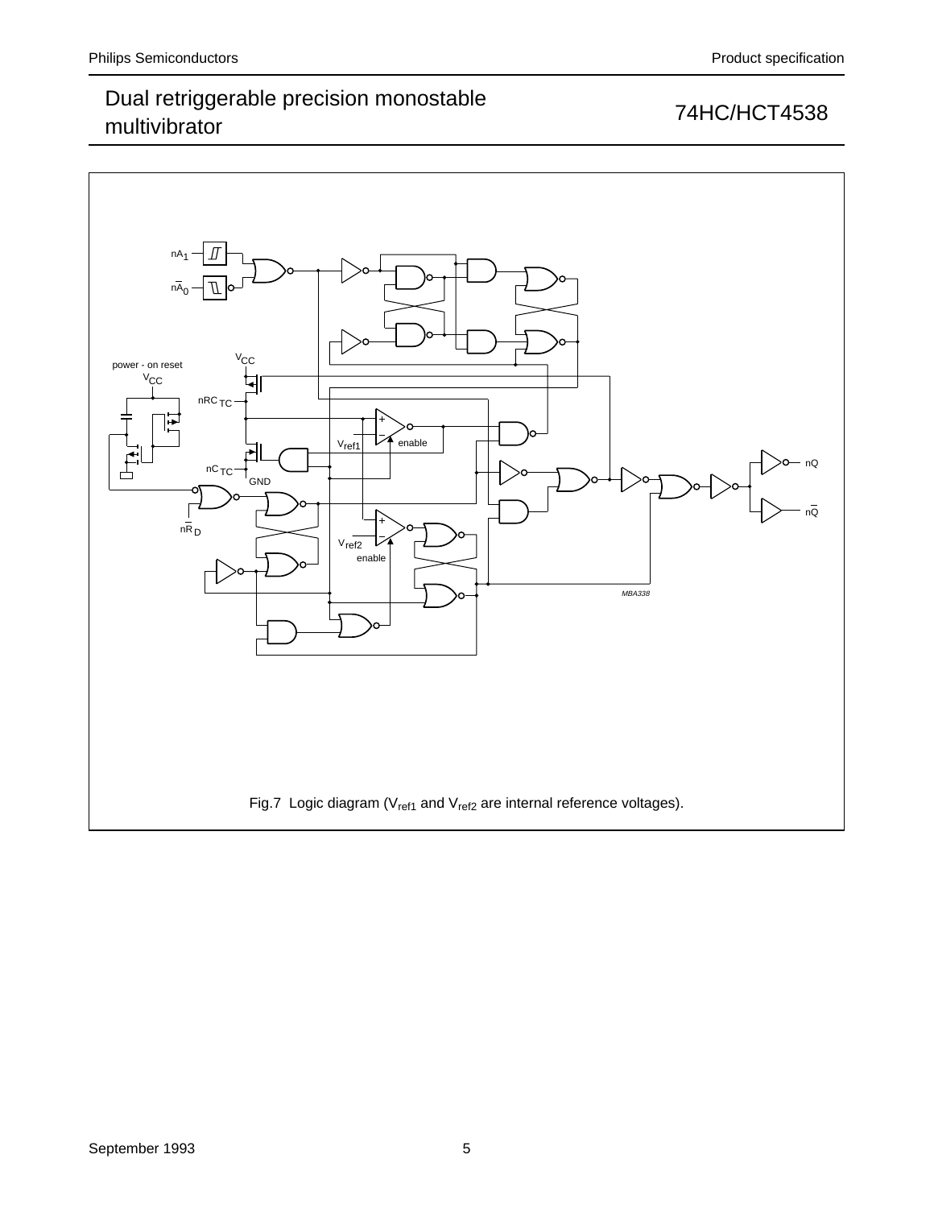Fig.7 Logic diagram ($V_{ref1}$ and $V_{ref2}$ are internal reference voltages).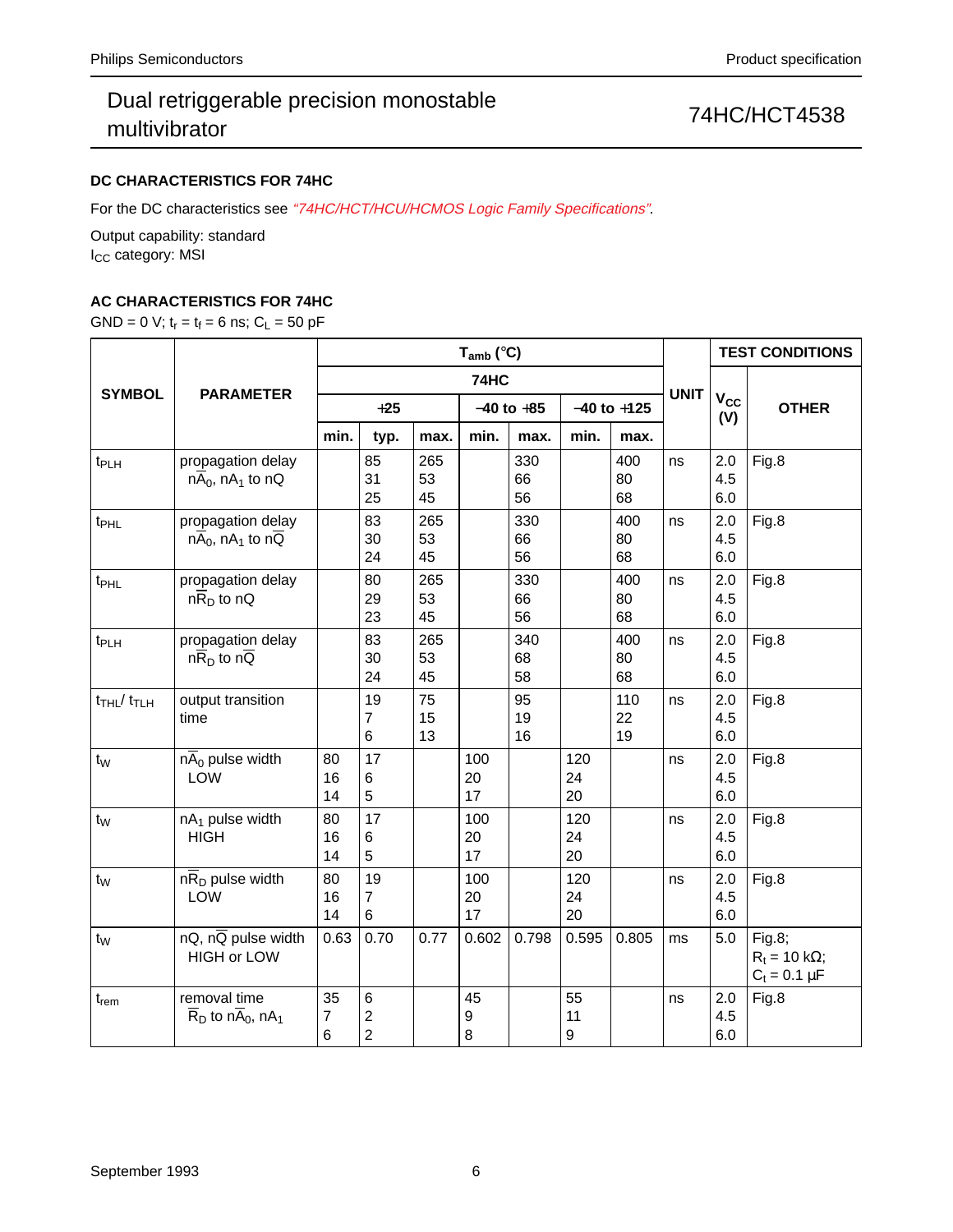### DC CHARACTERISTICS FOR 74HC

For the DC characteristics see *"74HC/HCT/HCU/HCMOS Logic Family Specifications"*.

Output capability: standard

$I_{CC}$ category: MSI

### AC CHARACTERISTICS FOR 74HC

GND = 0 V; $t_r = t_f = 6$ ns; $C_L = 50$ pF

| SYMBOL | PARAMETER | $T_{amb}$ (°C) | | | | | | | UNIT | TEST CONDITIONS | |
|---|---|---|---|---|---|---|---|---|---|---|---|
| | | 74HC | | | | | | | | $V_{CC}$ (V) | OTHER |
| | | +25 | | | −40 to +85 | | −40 to +125 | | | | |
| | | min. | typ. | max. | min. | max. | min. | max. | | | |
| $t_{PLH}$ | propagation delay $n\overline{A}_0$, $nA_1$ to nQ | | 85<br>31<br>25 | 265<br>53<br>45 | | 330<br>66<br>56 | | 400<br>80<br>68 | ns | 2.0<br>4.5<br>6.0 | Fig.8 |
| $t_{PHL}$ | propagation delay $n\overline{A}_0$, $nA_1$ to $n\overline{Q}$ | | 83<br>30<br>24 | 265<br>53<br>45 | | 330<br>66<br>56 | | 400<br>80<br>68 | ns | 2.0<br>4.5<br>6.0 | Fig.8 |
| $t_{PHL}$ | propagation delay $n\overline{R}_D$ to nQ | | 80<br>29<br>23 | 265<br>53<br>45 | | 330<br>66<br>56 | | 400<br>80<br>68 | ns | 2.0<br>4.5<br>6.0 | Fig.8 |
| $t_{PLH}$ | propagation delay $n\overline{R}_D$ to $n\overline{Q}$ | | 83<br>30<br>24 | 265<br>53<br>45 | | 340<br>68<br>58 | | 400<br>80<br>68 | ns | 2.0<br>4.5<br>6.0 | Fig.8 |
| $t_{THL}$/ $t_{TLH}$ | output transition time | | 19<br>7<br>6 | 75<br>15<br>13 | | 95<br>19<br>16 | | 110<br>22<br>19 | ns | 2.0<br>4.5<br>6.0 | Fig.8 |
| $t_W$ | $n\overline{A}_0$ pulse width LOW | 80<br>16<br>14 | 17<br>6<br>5 | | 100<br>20<br>17 | | 120<br>24<br>20 | | ns | 2.0<br>4.5<br>6.0 | Fig.8 |
| $t_W$ | $nA_1$ pulse width HIGH | 80<br>16<br>14 | 17<br>6<br>5 | | 100<br>20<br>17 | | 120<br>24<br>20 | | ns | 2.0<br>4.5<br>6.0 | Fig.8 |
| $t_W$ | $n\overline{R}_D$ pulse width LOW | 80<br>16<br>14 | 19<br>7<br>6 | | 100<br>20<br>17 | | 120<br>24<br>20 | | ns | 2.0<br>4.5<br>6.0 | Fig.8 |
| $t_W$ | nQ, $n\overline{Q}$ pulse width HIGH or LOW | 0.63 | 0.70 | 0.77 | 0.602 | 0.798 | 0.595 | 0.805 | ms | 5.0 | Fig.8; $R_t = 10$ kΩ; $C_t = 0.1$ μF |
| $t_{rem}$ | removal time $\overline{R}_D$ to $n\overline{A}_0$, $nA_1$ | 35<br>7<br>6 | 6<br>2<br>2 | | 45<br>9<br>8 | | 55<br>11<br>9 | | ns | 2.0<br>4.5<br>6.0 | Fig.8 |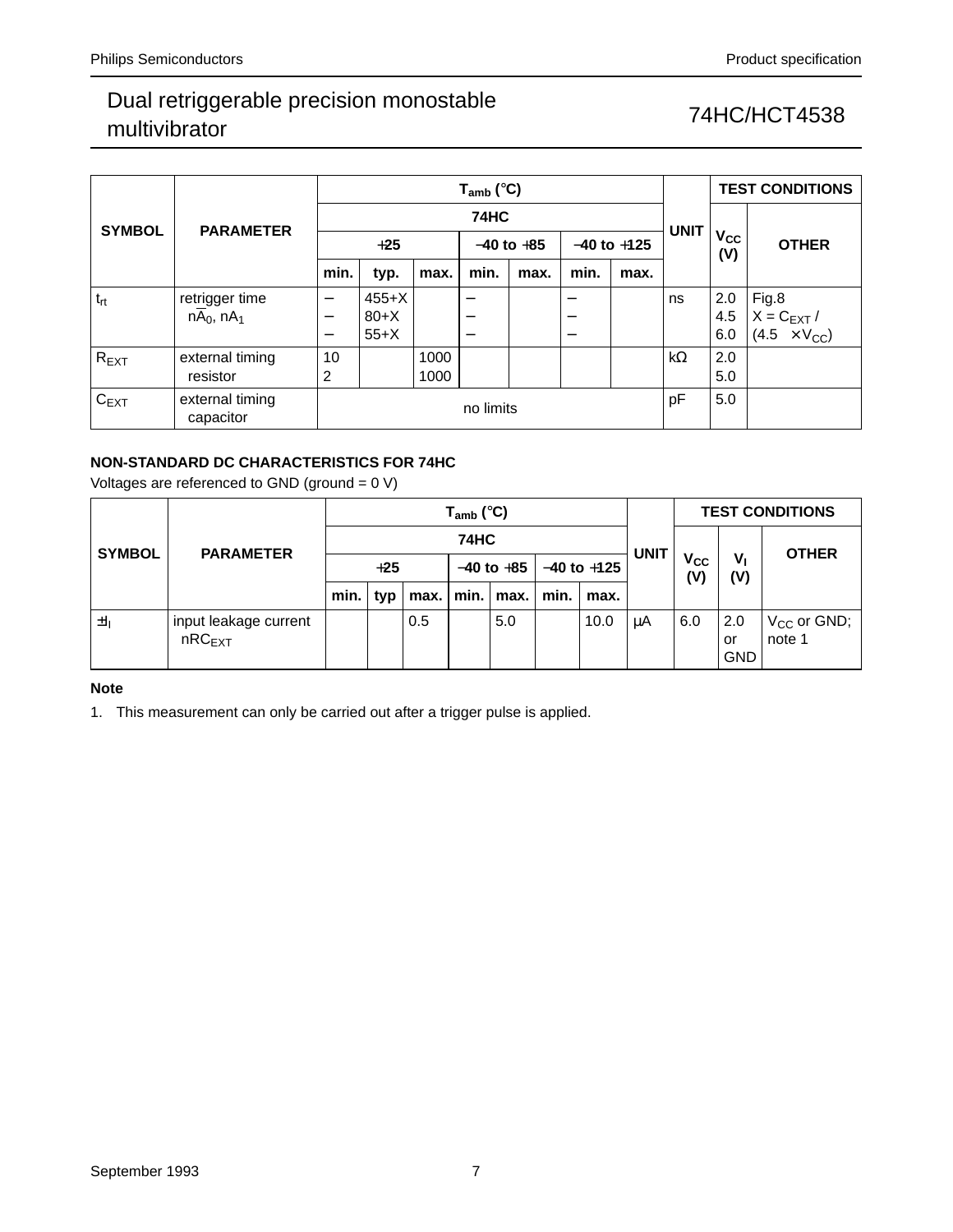| SYMBOL | PARAMETER | $T_{amb}$ (°C) | | | | | | | UNIT | TEST CONDITIONS | |
|---|---|---|---|---|---|---|---|---|---|---|---|
| | | 74HC | | | | | | | | $V_{CC}$ (V) | OTHER |
| | | +25 | | | −40 to +85 | | −40 to +125 | | | | |
| | | min. | typ. | max. | min. | max. | min. | max. | | | |
| $t_{rt}$ | retrigger time $n\overline{A}_0$, $nA_1$ | −<br>−<br>− | 455+X<br>80+X<br>55+X | | −<br>−<br>− | | −<br>−<br>− | | ns | 2.0<br>4.5<br>6.0 | Fig.8<br>$X = C_{EXT} / (4.5 \times V_{CC})$ |
| $R_{EXT}$ | external timing resistor | 10<br>2 | | 1000<br>1000 | | | | | kΩ | 2.0<br>5.0 | |
| $C_{EXT}$ | external timing capacitor | no limits | | | | | | | pF | 5.0 | |

### NON-STANDARD DC CHARACTERISTICS FOR 74HC

Voltages are referenced to GND (ground = 0 V)

| SYMBOL | PARAMETER | $T_{amb}$ (°C) | | | | | | | UNIT | TEST CONDITIONS | | |
|---|---|---|---|---|---|---|---|---|---|---|---|---|
| | | 74HC | | | | | | | | $V_{CC}$ (V) | $V_I$ (V) | OTHER |
| | | +25 | | | −40 to +85 | | −40 to +125 | | | | | |
| | | min. | typ | max. | min. | max. | min. | max. | | | | |
| $\pm I_I$ | input leakage current $nRC_{EXT}$ | | | 0.5 | | 5.0 | | 10.0 | μA | 6.0 | 2.0 or GND | $V_{CC}$ or GND; note 1 |

**Note**

1. This measurement can only be carried out after a trigger pulse is applied.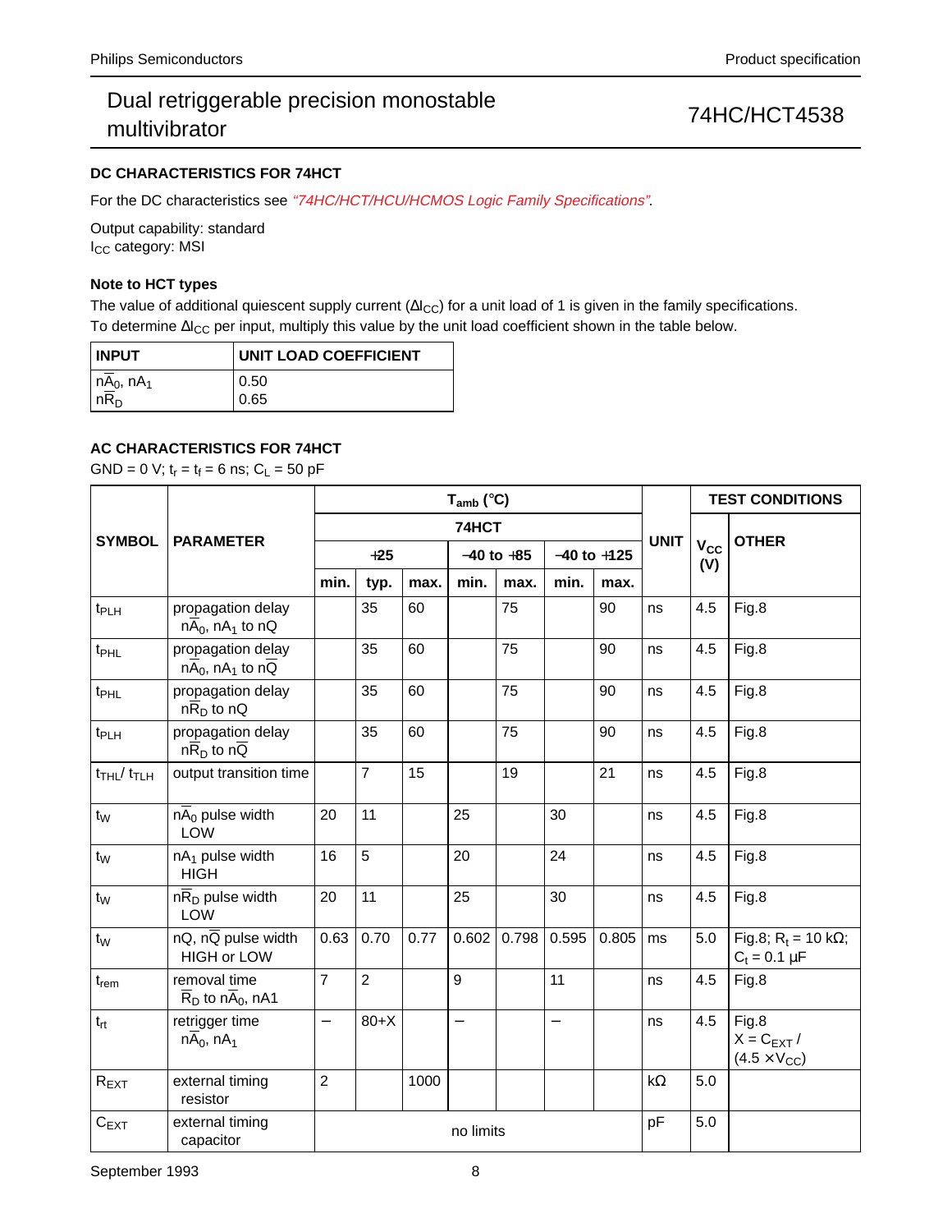## DC CHARACTERISTICS FOR 74HCT

For the DC characteristics see *"74HC/HCT/HCU/HCMOS Logic Family Specifications"*.

Output capability: standard
$I_{CC}$ category: MSI

### Note to HCT types

The value of additional quiescent supply current ($\Delta I_{CC}$) for a unit load of 1 is given in the family specifications. To determine $\Delta I_{CC}$ per input, multiply this value by the unit load coefficient shown in the table below.

| INPUT | UNIT LOAD COEFFICIENT |
|---|---|
| $n\overline{A}_0$, $nA_1$ | 0.50 |
| $n\overline{R}_D$ | 0.65 |

## AC CHARACTERISTICS FOR 74HCT

GND = 0 V; $t_r = t_f = 6$ ns; $C_L = 50$ pF

| SYMBOL | PARAMETER | $T_{amb}$ (°C) | | | | | | | UNIT | TEST CONDITIONS | |
|---|---|---|---|---|---|---|---|---|---|---|---|
| | | 74HCT | | | | | | | | $V_{CC}$ (V) | OTHER |
| | | +25 | | | −40 to +85 | | −40 to +125 | | | | |
| | | min. | typ. | max. | min. | max. | min. | max. | | | |
| $t_{PLH}$ | propagation delay $n\overline{A}_0$, $nA_1$ to nQ | | 35 | 60 | | 75 | | 90 | ns | 4.5 | Fig.8 |
| $t_{PHL}$ | propagation delay $n\overline{A}_0$, $nA_1$ to $n\overline{Q}$ | | 35 | 60 | | 75 | | 90 | ns | 4.5 | Fig.8 |
| $t_{PHL}$ | propagation delay $n\overline{R}_D$ to nQ | | 35 | 60 | | 75 | | 90 | ns | 4.5 | Fig.8 |
| $t_{PLH}$ | propagation delay $n\overline{R}_D$ to $n\overline{Q}$ | | 35 | 60 | | 75 | | 90 | ns | 4.5 | Fig.8 |
| $t_{THL}$/ $t_{TLH}$ | output transition time | | 7 | 15 | | 19 | | 21 | ns | 4.5 | Fig.8 |
| $t_W$ | $n\overline{A}_0$ pulse width LOW | 20 | 11 | | 25 | | 30 | | ns | 4.5 | Fig.8 |
| $t_W$ | $nA_1$ pulse width HIGH | 16 | 5 | | 20 | | 24 | | ns | 4.5 | Fig.8 |
| $t_W$ | $n\overline{R}_D$ pulse width LOW | 20 | 11 | | 25 | | 30 | | ns | 4.5 | Fig.8 |
| $t_W$ | nQ, $n\overline{Q}$ pulse width HIGH or LOW | 0.63 | 0.70 | 0.77 | 0.602 | 0.798 | 0.595 | 0.805 | ms | 5.0 | Fig.8; $R_t = 10$ kΩ; $C_t = 0.1$ µF |
| $t_{rem}$ | removal time $\overline{R}_D$ to $n\overline{A}_0$, nA1 | 7 | 2 | | 9 | | 11 | | ns | 4.5 | Fig.8 |
| $t_{rt}$ | retrigger time $n\overline{A}_0$, $nA_1$ | − | 80+X | | − | | − | | ns | 4.5 | Fig.8 $X = C_{EXT} / (4.5 \times V_{CC})$ |
| $R_{EXT}$ | external timing resistor | 2 | | 1000 | | | | | kΩ | 5.0 | |
| $C_{EXT}$ | external timing capacitor | no limits | | | | | | | pF | 5.0 | |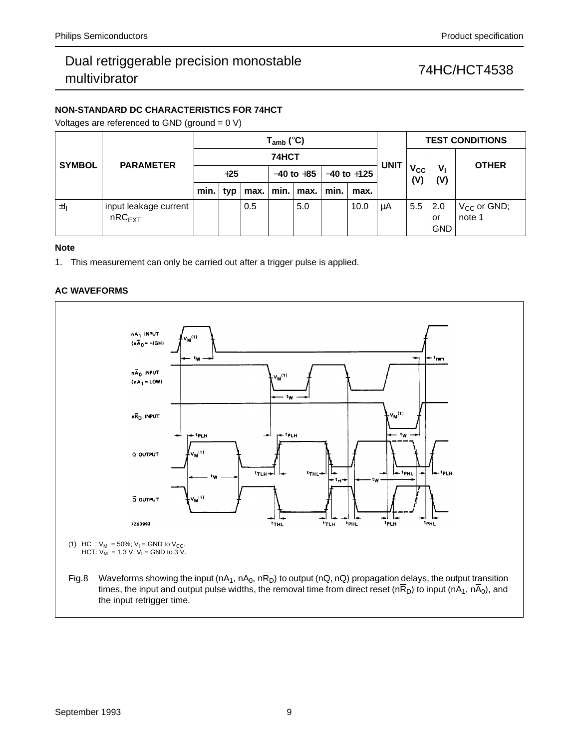## NON-STANDARD DC CHARACTERISTICS FOR 74HCT

Voltages are referenced to GND (ground = 0 V)

| SYMBOL | PARAMETER | $T_{amb}$ (°C) | | | | | | | UNIT | TEST CONDITIONS | | |
|---|---|---|---|---|---|---|---|---|---|---|---|---|
| | | 74HCT | | | | | | | | $V_{CC}$ (V) | $V_I$ (V) | OTHER |
| | | +25 | | | −40 to +85 | | −40 to +125 | | | | | |
| | | min. | typ | max. | min. | max. | min. | max. | | | | |
| $\pm I_I$ | input leakage current $nRC_{EXT}$ | | | 0.5 | | 5.0 | | 10.0 | μA | 5.5 | 2.0 or GND | $V_{CC}$ or GND; note 1 |

**Note**

1. This measurement can only be carried out after a trigger pulse is applied.

## AC WAVEFORMS

(1) HC : $V_M$ = 50%; $V_I$ = GND to $V_{CC}$.
HCT: $V_M$ = 1.3 V; $V_I$ = GND to 3 V.

Fig.8 Waveforms showing the input ($nA_1$, $n\overline{A}_0$, $n\overline{R}_D$) to output ($nQ$, $n\overline{Q}$) propagation delays, the output transition times, the input and output pulse widths, the removal time from direct reset ($n\overline{R}_D$) to input ($nA_1$, $n\overline{A}_0$), and the input retrigger time.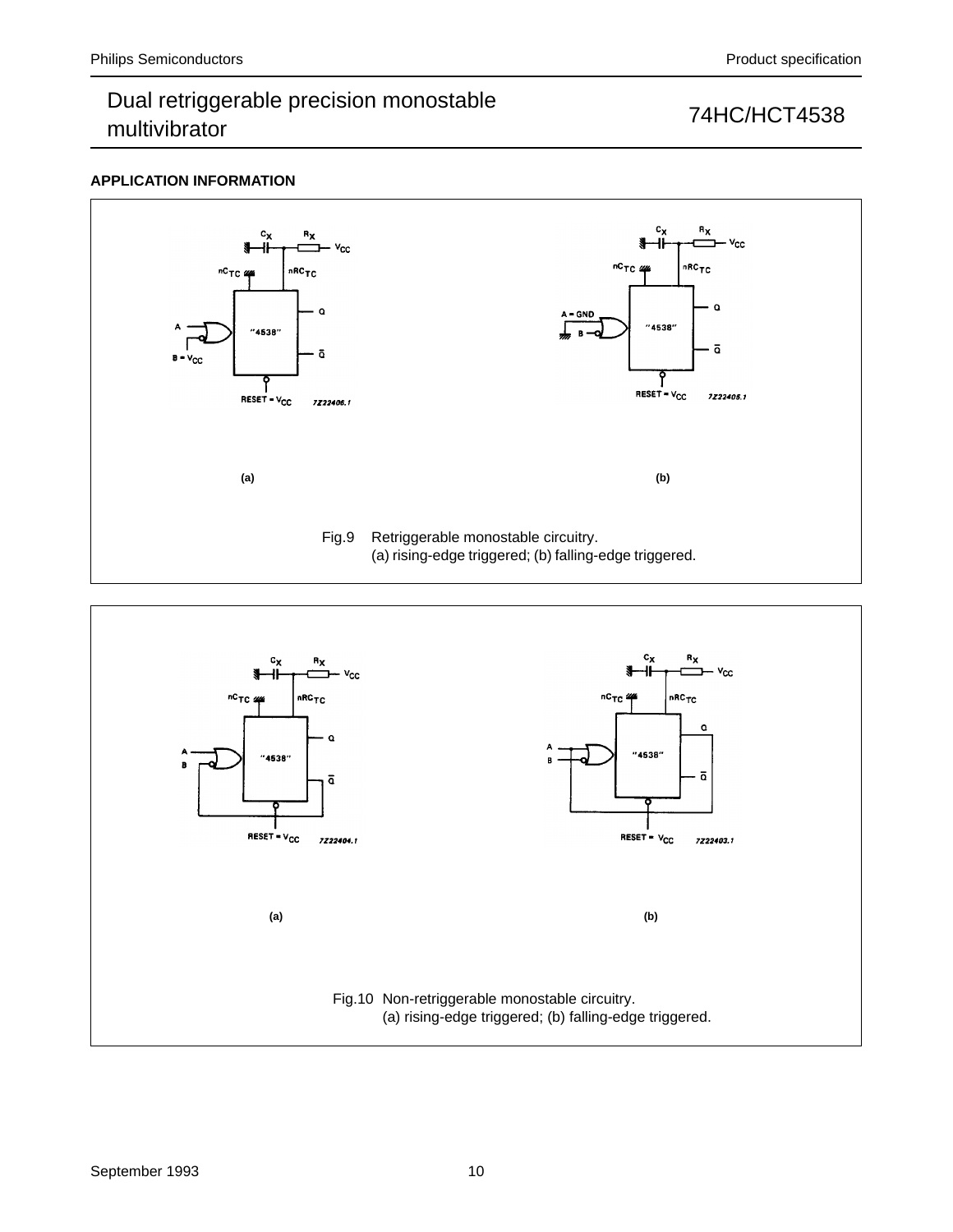## APPLICATION INFORMATION

(a)

(b)

Fig.9 Retriggerable monostable circuitry.
(a) rising-edge triggered; (b) falling-edge triggered.

(a)

(b)

Fig.10 Non-retriggerable monostable circuitry.
(a) rising-edge triggered; (b) falling-edge triggered.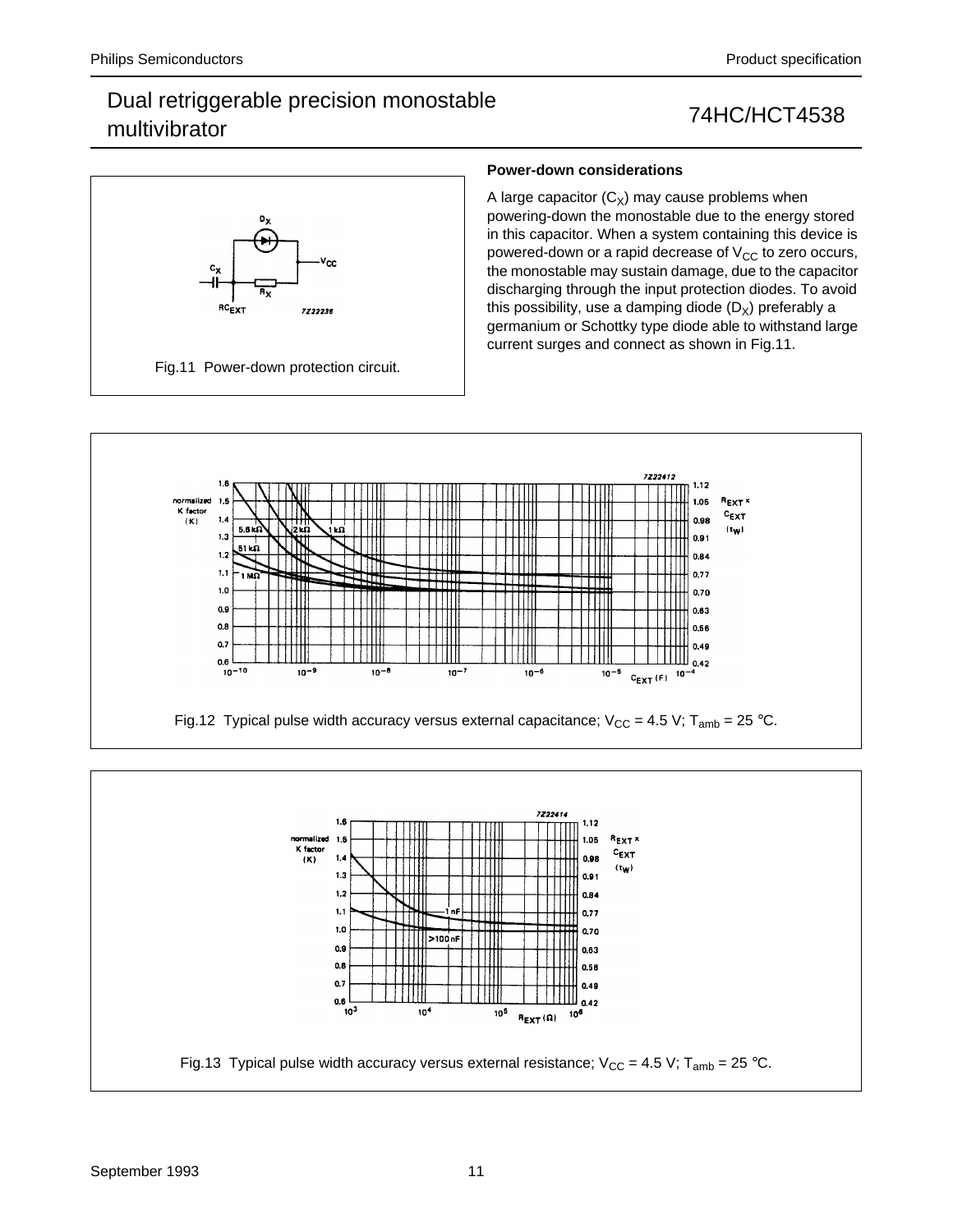**Power-down considerations**

A large capacitor ($C_X$) may cause problems when powering-down the monostable due to the energy stored in this capacitor. When a system containing this device is powered-down or a rapid decrease of $V_{CC}$ to zero occurs, the monostable may sustain damage, due to the capacitor discharging through the input protection diodes. To avoid this possibility, use a damping diode ($D_X$) preferably a germanium or Schottky type diode able to withstand large current surges and connect as shown in Fig.11.

Fig.11 Power-down protection circuit.

Fig.12 Typical pulse width accuracy versus external capacitance; $V_{CC}$ = 4.5 V; $T_{amb}$ = 25 °C.

Fig.13 Typical pulse width accuracy versus external resistance; $V_{CC}$ = 4.5 V; $T_{amb}$ = 25 °C.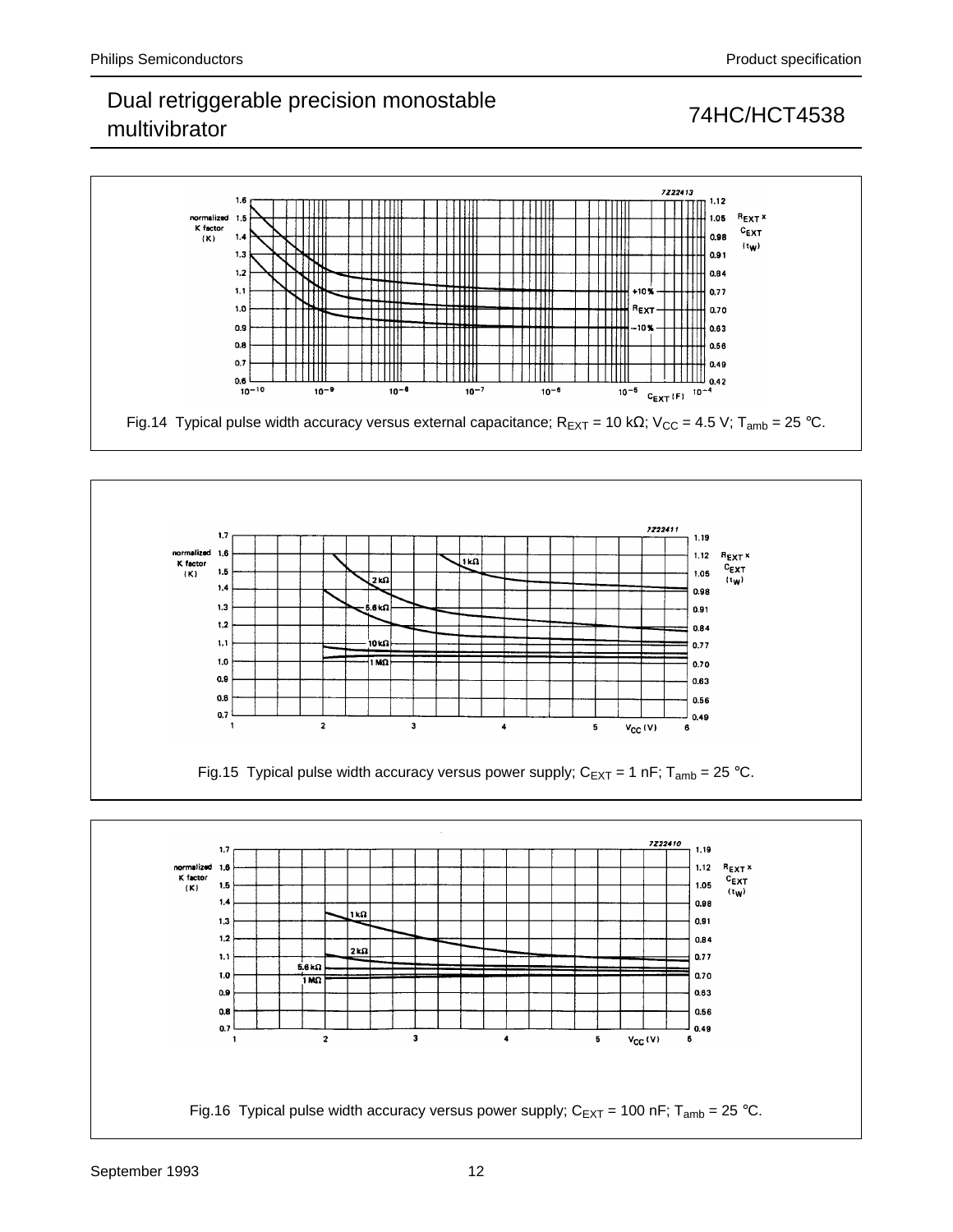Fig.14 Typical pulse width accuracy versus external capacitance; $R_{EXT}$ = 10 kΩ; $V_{CC}$ = 4.5 V; $T_{amb}$ = 25 °C.

Fig.15 Typical pulse width accuracy versus power supply; $C_{EXT}$ = 1 nF; $T_{amb}$ = 25 °C.

Fig.16 Typical pulse width accuracy versus power supply; $C_{EXT}$ = 100 nF; $T_{amb}$ = 25 °C.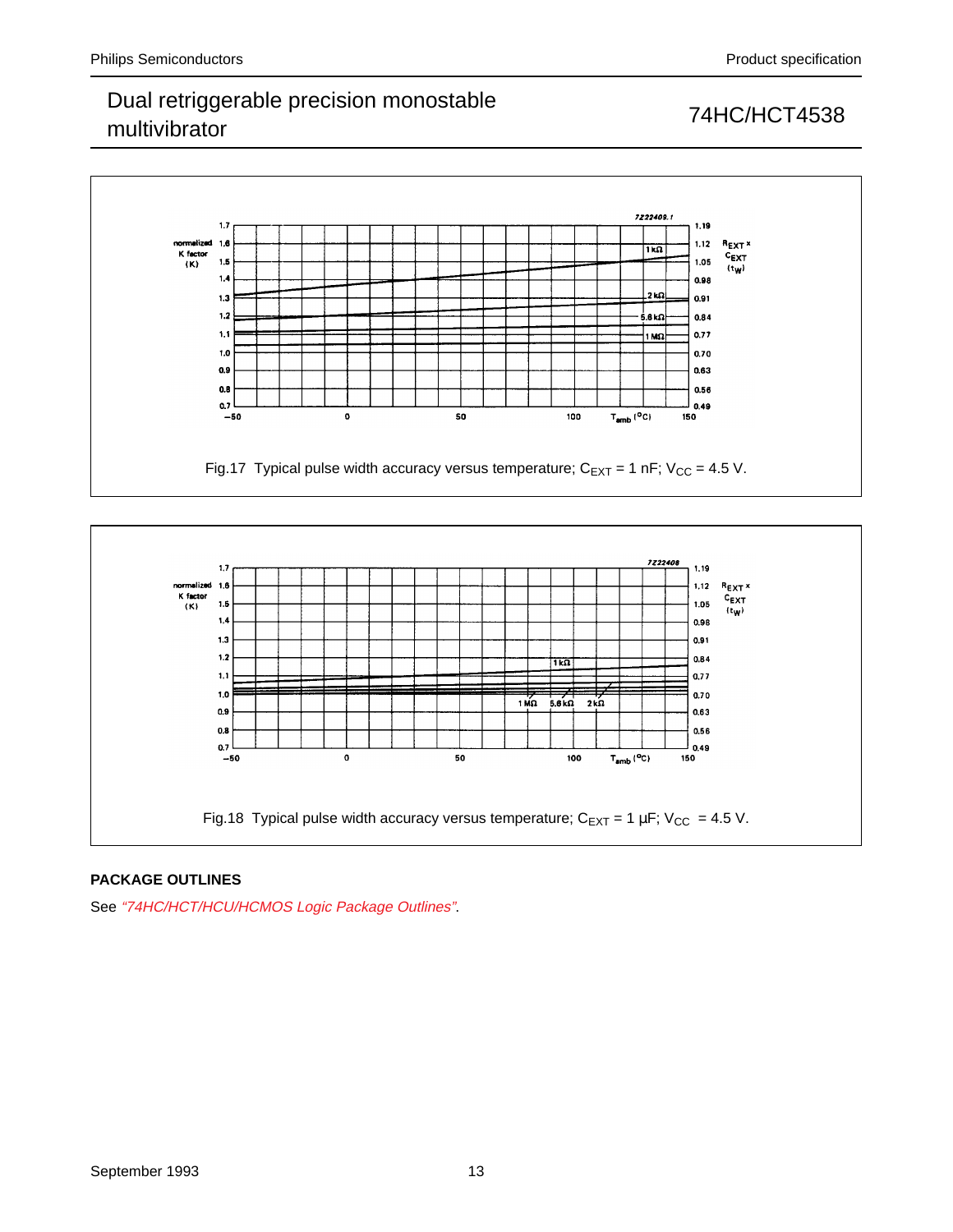7Z22409.1

normalized K factor (K)

1.7
1.6
1.5
1.4
1.3
1.2
1.1
1.0
0.9
0.8
0.7

1.19
1.12
1.05
0.98
0.91
0.84
0.77
0.70
0.63
0.56
0.49

$R_{EXT} \times C_{EXT}$ $(t_W)$

1 kΩ
2 kΩ
5.6 kΩ
1 MΩ

−50
0
50
100
$T_{amb}$ (°C)
150

Fig.17 Typical pulse width accuracy versus temperature; $C_{EXT}$ = 1 nF; $V_{CC}$ = 4.5 V.

7Z22408

normalized K factor (K)

1.7
1.6
1.5
1.4
1.3
1.2
1.1
1.0
0.9
0.8
0.7

1.19
1.12
1.05
0.98
0.91
0.84
0.77
0.70
0.63
0.56
0.49

$R_{EXT} \times C_{EXT}$ $(t_W)$

1 kΩ
1 MΩ
5.6 kΩ
2 kΩ

−50
0
50
100
$T_{amb}$ (°C)
150

Fig.18 Typical pulse width accuracy versus temperature; $C_{EXT}$ = 1 µF; $V_{CC}$ = 4.5 V.

## PACKAGE OUTLINES

See *"74HC/HCT/HCU/HCMOS Logic Package Outlines"*.